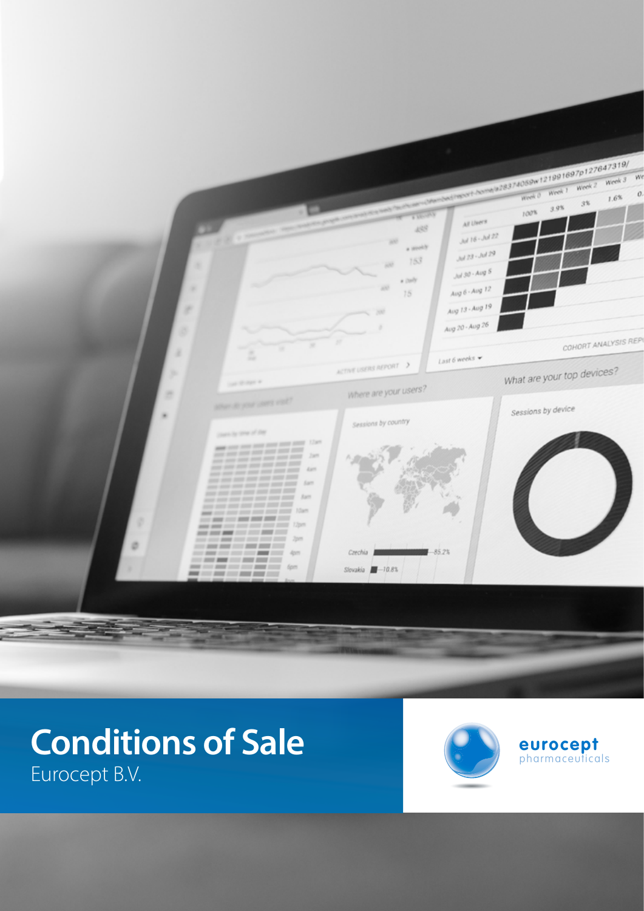# Conditions of Sale

Eurocept B.V.

eurocept
pharmaceuticals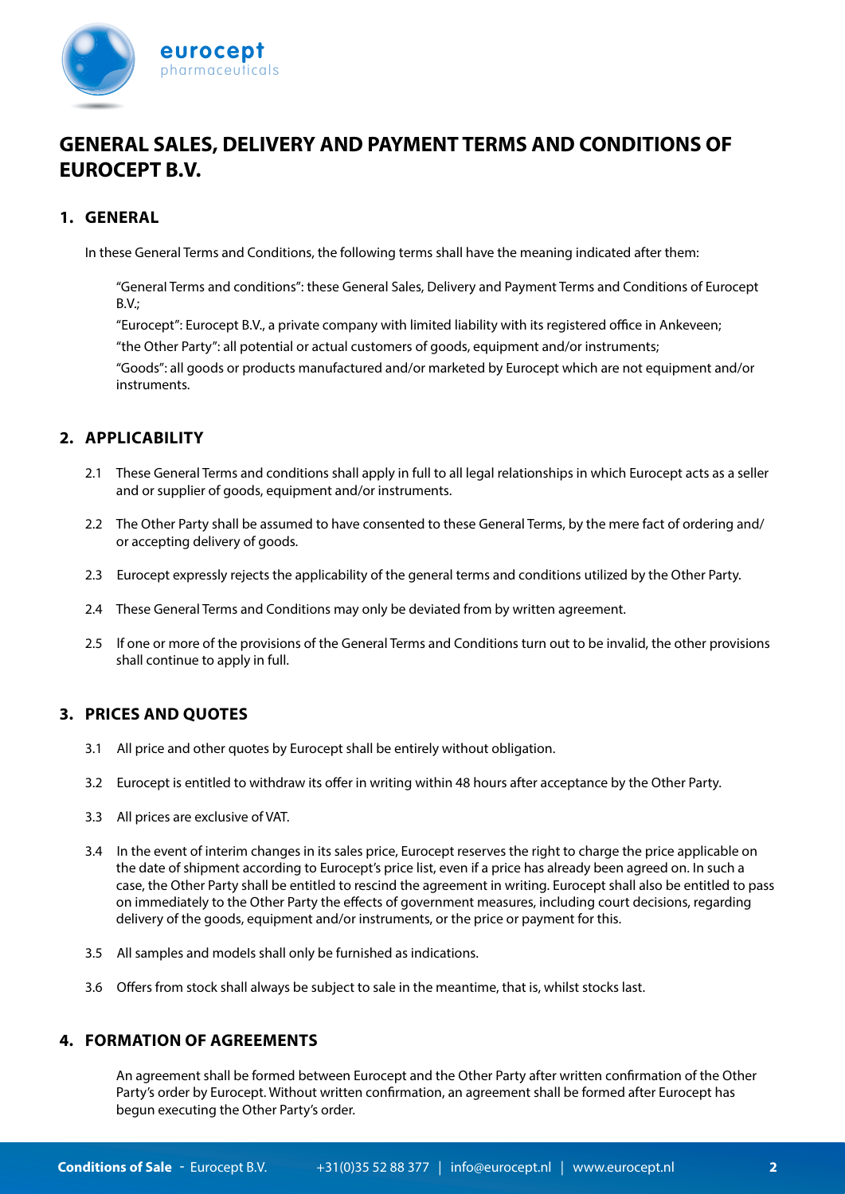# GENERAL SALES, DELIVERY AND PAYMENT TERMS AND CONDITIONS OF EUROCEPT B.V.

## 1. GENERAL

In these General Terms and Conditions, the following terms shall have the meaning indicated after them:

"General Terms and conditions": these General Sales, Delivery and Payment Terms and Conditions of Eurocept B.V.;

"Eurocept": Eurocept B.V., a private company with limited liability with its registered office in Ankeveen;

"the Other Party": all potential or actual customers of goods, equipment and/or instruments;

"Goods": all goods or products manufactured and/or marketed by Eurocept which are not equipment and/or instruments.

## 2. APPLICABILITY

2.1 These General Terms and conditions shall apply in full to all legal relationships in which Eurocept acts as a seller and or supplier of goods, equipment and/or instruments.

2.2 The Other Party shall be assumed to have consented to these General Terms, by the mere fact of ordering and/or accepting delivery of goods.

2.3 Eurocept expressly rejects the applicability of the general terms and conditions utilized by the Other Party.

2.4 These General Terms and Conditions may only be deviated from by written agreement.

2.5 If one or more of the provisions of the General Terms and Conditions turn out to be invalid, the other provisions shall continue to apply in full.

## 3. PRICES AND QUOTES

3.1 All price and other quotes by Eurocept shall be entirely without obligation.

3.2 Eurocept is entitled to withdraw its offer in writing within 48 hours after acceptance by the Other Party.

3.3 All prices are exclusive of VAT.

3.4 In the event of interim changes in its sales price, Eurocept reserves the right to charge the price applicable on the date of shipment according to Eurocept's price list, even if a price has already been agreed on. In such a case, the Other Party shall be entitled to rescind the agreement in writing. Eurocept shall also be entitled to pass on immediately to the Other Party the effects of government measures, including court decisions, regarding delivery of the goods, equipment and/or instruments, or the price or payment for this.

3.5 All samples and models shall only be furnished as indications.

3.6 Offers from stock shall always be subject to sale in the meantime, that is, whilst stocks last.

## 4. FORMATION OF AGREEMENTS

An agreement shall be formed between Eurocept and the Other Party after written confirmation of the Other Party's order by Eurocept. Without written confirmation, an agreement shall be formed after Eurocept has begun executing the Other Party's order.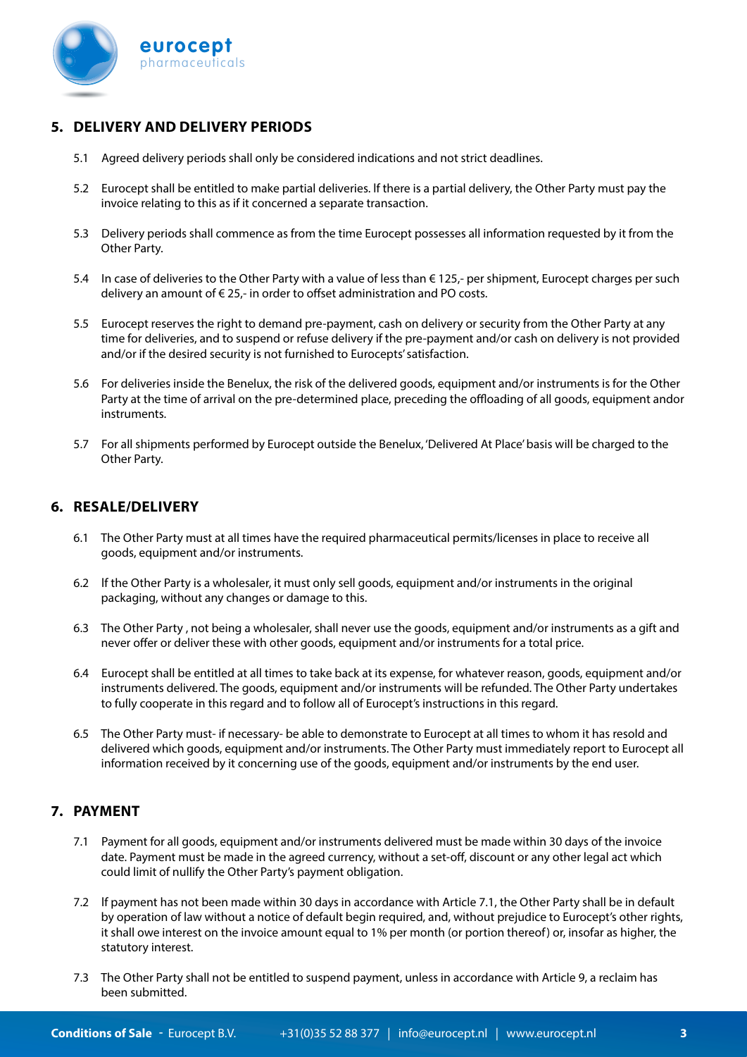## 5. DELIVERY AND DELIVERY PERIODS

5.1 Agreed delivery periods shall only be considered indications and not strict deadlines.

5.2 Eurocept shall be entitled to make partial deliveries. If there is a partial delivery, the Other Party must pay the invoice relating to this as if it concerned a separate transaction.

5.3 Delivery periods shall commence as from the time Eurocept possesses all information requested by it from the Other Party.

5.4 In case of deliveries to the Other Party with a value of less than € 125,- per shipment, Eurocept charges per such delivery an amount of € 25,- in order to offset administration and PO costs.

5.5 Eurocept reserves the right to demand pre-payment, cash on delivery or security from the Other Party at any time for deliveries, and to suspend or refuse delivery if the pre-payment and/or cash on delivery is not provided and/or if the desired security is not furnished to Eurocepts' satisfaction.

5.6 For deliveries inside the Benelux, the risk of the delivered goods, equipment and/or instruments is for the Other Party at the time of arrival on the pre-determined place, preceding the offloading of all goods, equipment andor instruments.

5.7 For all shipments performed by Eurocept outside the Benelux, 'Delivered At Place' basis will be charged to the Other Party.

## 6. RESALE/DELIVERY

6.1 The Other Party must at all times have the required pharmaceutical permits/licenses in place to receive all goods, equipment and/or instruments.

6.2 If the Other Party is a wholesaler, it must only sell goods, equipment and/or instruments in the original packaging, without any changes or damage to this.

6.3 The Other Party , not being a wholesaler, shall never use the goods, equipment and/or instruments as a gift and never offer or deliver these with other goods, equipment and/or instruments for a total price.

6.4 Eurocept shall be entitled at all times to take back at its expense, for whatever reason, goods, equipment and/or instruments delivered. The goods, equipment and/or instruments will be refunded. The Other Party undertakes to fully cooperate in this regard and to follow all of Eurocept's instructions in this regard.

6.5 The Other Party must- if necessary- be able to demonstrate to Eurocept at all times to whom it has resold and delivered which goods, equipment and/or instruments. The Other Party must immediately report to Eurocept all information received by it concerning use of the goods, equipment and/or instruments by the end user.

## 7. PAYMENT

7.1 Payment for all goods, equipment and/or instruments delivered must be made within 30 days of the invoice date. Payment must be made in the agreed currency, without a set-off, discount or any other legal act which could limit of nullify the Other Party's payment obligation.

7.2 If payment has not been made within 30 days in accordance with Article 7.1, the Other Party shall be in default by operation of law without a notice of default begin required, and, without prejudice to Eurocept's other rights, it shall owe interest on the invoice amount equal to 1% per month (or portion thereof) or, insofar as higher, the statutory interest.

7.3 The Other Party shall not be entitled to suspend payment, unless in accordance with Article 9, a reclaim has been submitted.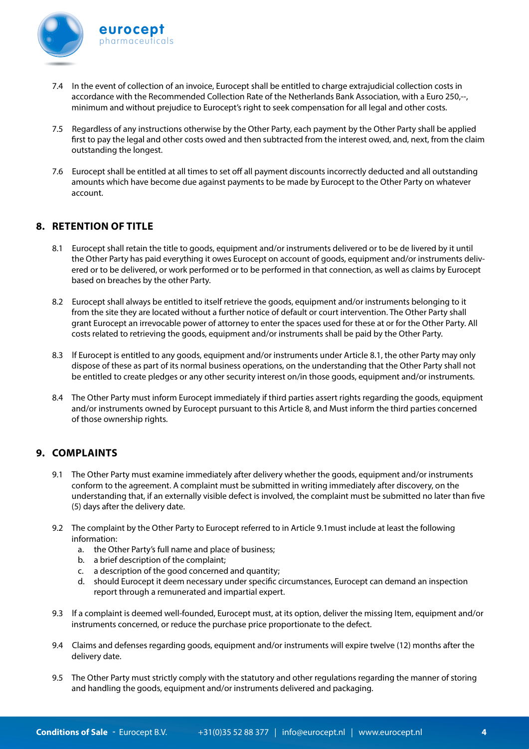7.4 In the event of collection of an invoice, Eurocept shall be entitled to charge extrajudicial collection costs in accordance with the Recommended Collection Rate of the Netherlands Bank Association, with a Euro 250,--, minimum and without prejudice to Eurocept's right to seek compensation for all legal and other costs.

7.5 Regardless of any instructions otherwise by the Other Party, each payment by the Other Party shall be applied first to pay the legal and other costs owed and then subtracted from the interest owed, and, next, from the claim outstanding the longest.

7.6 Eurocept shall be entitled at all times to set off all payment discounts incorrectly deducted and all outstanding amounts which have become due against payments to be made by Eurocept to the Other Party on whatever account.

## 8. RETENTION OF TITLE

8.1 Eurocept shall retain the title to goods, equipment and/or instruments delivered or to be de livered by it until the Other Party has paid everything it owes Eurocept on account of goods, equipment and/or instruments delivered or to be delivered, or work performed or to be performed in that connection, as well as claims by Eurocept based on breaches by the other Party.

8.2 Eurocept shall always be entitled to itself retrieve the goods, equipment and/or instruments belonging to it from the site they are located without a further notice of default or court intervention. The Other Party shall grant Eurocept an irrevocable power of attorney to enter the spaces used for these at or for the Other Party. All costs related to retrieving the goods, equipment and/or instruments shall be paid by the Other Party.

8.3 If Eurocept is entitled to any goods, equipment and/or instruments under Article 8.1, the other Party may only dispose of these as part of its normal business operations, on the understanding that the Other Party shall not be entitled to create pledges or any other security interest on/in those goods, equipment and/or instruments.

8.4 The Other Party must inform Eurocept immediately if third parties assert rights regarding the goods, equipment and/or instruments owned by Eurocept pursuant to this Article 8, and Must inform the third parties concerned of those ownership rights.

## 9. COMPLAINTS

9.1 The Other Party must examine immediately after delivery whether the goods, equipment and/or instruments conform to the agreement. A complaint must be submitted in writing immediately after discovery, on the understanding that, if an externally visible defect is involved, the complaint must be submitted no later than five (5) days after the delivery date.

9.2 The complaint by the Other Party to Eurocept referred to in Article 9.1must include at least the following information:

a. the Other Party's full name and place of business;
b. a brief description of the complaint;
c. a description of the good concerned and quantity;
d. should Eurocept it deem necessary under specific circumstances, Eurocept can demand an inspection report through a remunerated and impartial expert.

9.3 If a complaint is deemed well-founded, Eurocept must, at its option, deliver the missing Item, equipment and/or instruments concerned, or reduce the purchase price proportionate to the defect.

9.4 Claims and defenses regarding goods, equipment and/or instruments will expire twelve (12) months after the delivery date.

9.5 The Other Party must strictly comply with the statutory and other regulations regarding the manner of storing and handling the goods, equipment and/or instruments delivered and packaging.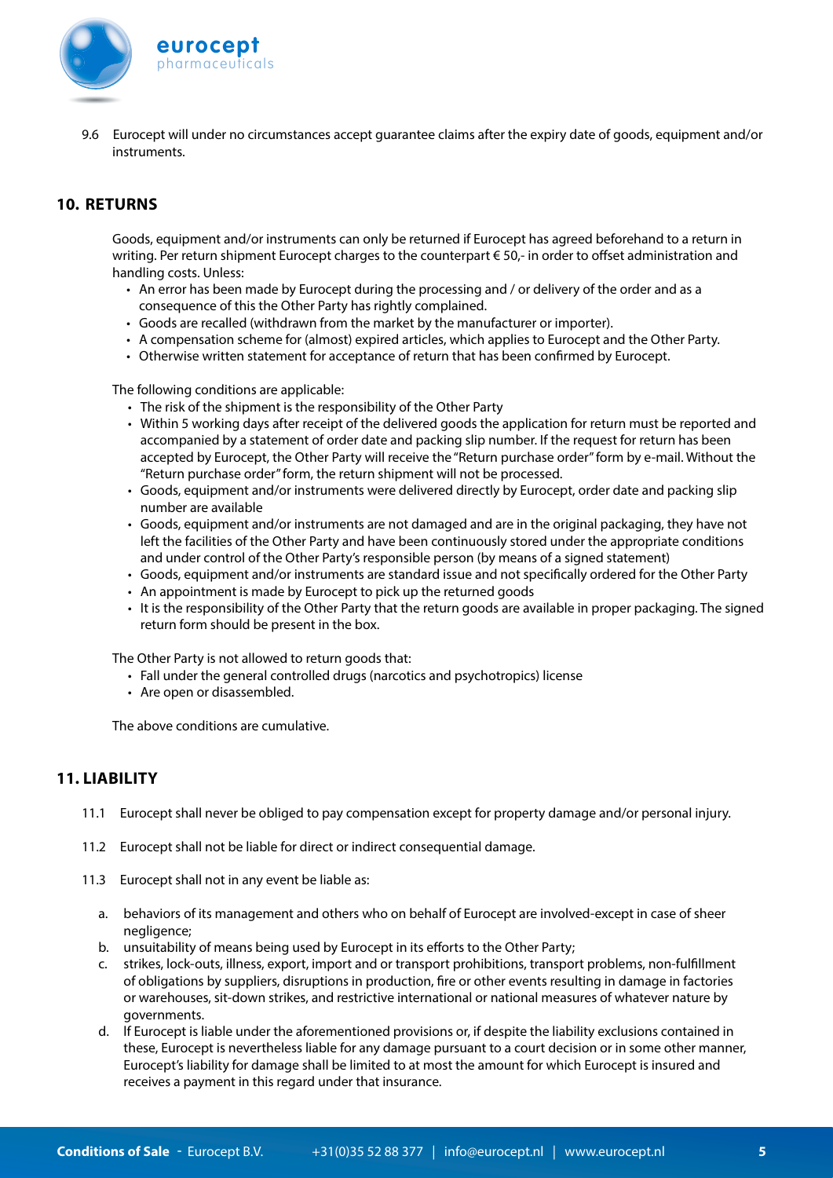9.6 Eurocept will under no circumstances accept guarantee claims after the expiry date of goods, equipment and/or instruments.

## 10. RETURNS

Goods, equipment and/or instruments can only be returned if Eurocept has agreed beforehand to a return in writing. Per return shipment Eurocept charges to the counterpart € 50,- in order to offset administration and handling costs. Unless:

- An error has been made by Eurocept during the processing and / or delivery of the order and as a consequence of this the Other Party has rightly complained.
- Goods are recalled (withdrawn from the market by the manufacturer or importer).
- A compensation scheme for (almost) expired articles, which applies to Eurocept and the Other Party.
- Otherwise written statement for acceptance of return that has been confirmed by Eurocept.

The following conditions are applicable:

- The risk of the shipment is the responsibility of the Other Party
- Within 5 working days after receipt of the delivered goods the application for return must be reported and accompanied by a statement of order date and packing slip number. If the request for return has been accepted by Eurocept, the Other Party will receive the "Return purchase order" form by e-mail. Without the "Return purchase order" form, the return shipment will not be processed.
- Goods, equipment and/or instruments were delivered directly by Eurocept, order date and packing slip number are available
- Goods, equipment and/or instruments are not damaged and are in the original packaging, they have not left the facilities of the Other Party and have been continuously stored under the appropriate conditions and under control of the Other Party's responsible person (by means of a signed statement)
- Goods, equipment and/or instruments are standard issue and not specifically ordered for the Other Party
- An appointment is made by Eurocept to pick up the returned goods
- It is the responsibility of the Other Party that the return goods are available in proper packaging. The signed return form should be present in the box.

The Other Party is not allowed to return goods that:

- Fall under the general controlled drugs (narcotics and psychotropics) license
- Are open or disassembled.

The above conditions are cumulative.

## 11. LIABILITY

11.1 Eurocept shall never be obliged to pay compensation except for property damage and/or personal injury.

11.2 Eurocept shall not be liable for direct or indirect consequential damage.

11.3 Eurocept shall not in any event be liable as:

a. behaviors of its management and others who on behalf of Eurocept are involved-except in case of sheer negligence;

b. unsuitability of means being used by Eurocept in its efforts to the Other Party;

c. strikes, lock-outs, illness, export, import and or transport prohibitions, transport problems, non-fulfillment of obligations by suppliers, disruptions in production, fire or other events resulting in damage in factories or warehouses, sit-down strikes, and restrictive international or national measures of whatever nature by governments.

d. If Eurocept is liable under the aforementioned provisions or, if despite the liability exclusions contained in these, Eurocept is nevertheless liable for any damage pursuant to a court decision or in some other manner, Eurocept's liability for damage shall be limited to at most the amount for which Eurocept is insured and receives a payment in this regard under that insurance.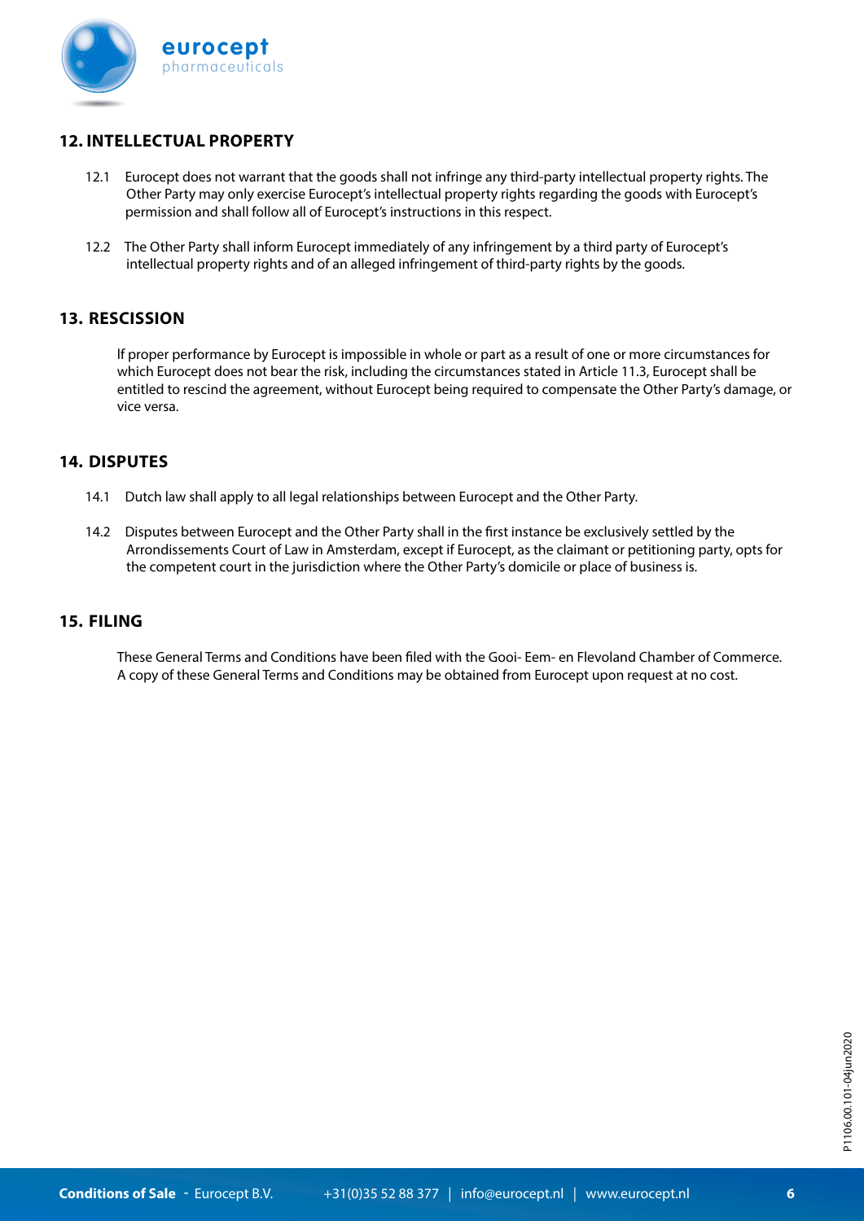## 12. INTELLECTUAL PROPERTY

12.1 Eurocept does not warrant that the goods shall not infringe any third-party intellectual property rights. The Other Party may only exercise Eurocept's intellectual property rights regarding the goods with Eurocept's permission and shall follow all of Eurocept's instructions in this respect.

12.2 The Other Party shall inform Eurocept immediately of any infringement by a third party of Eurocept's intellectual property rights and of an alleged infringement of third-party rights by the goods.

## 13. RESCISSION

If proper performance by Eurocept is impossible in whole or part as a result of one or more circumstances for which Eurocept does not bear the risk, including the circumstances stated in Article 11.3, Eurocept shall be entitled to rescind the agreement, without Eurocept being required to compensate the Other Party's damage, or vice versa.

## 14. DISPUTES

14.1 Dutch law shall apply to all legal relationships between Eurocept and the Other Party.

14.2 Disputes between Eurocept and the Other Party shall in the first instance be exclusively settled by the Arrondissements Court of Law in Amsterdam, except if Eurocept, as the claimant or petitioning party, opts for the competent court in the jurisdiction where the Other Party's domicile or place of business is.

## 15. FILING

These General Terms and Conditions have been filed with the Gooi- Eem- en Flevoland Chamber of Commerce. A copy of these General Terms and Conditions may be obtained from Eurocept upon request at no cost.